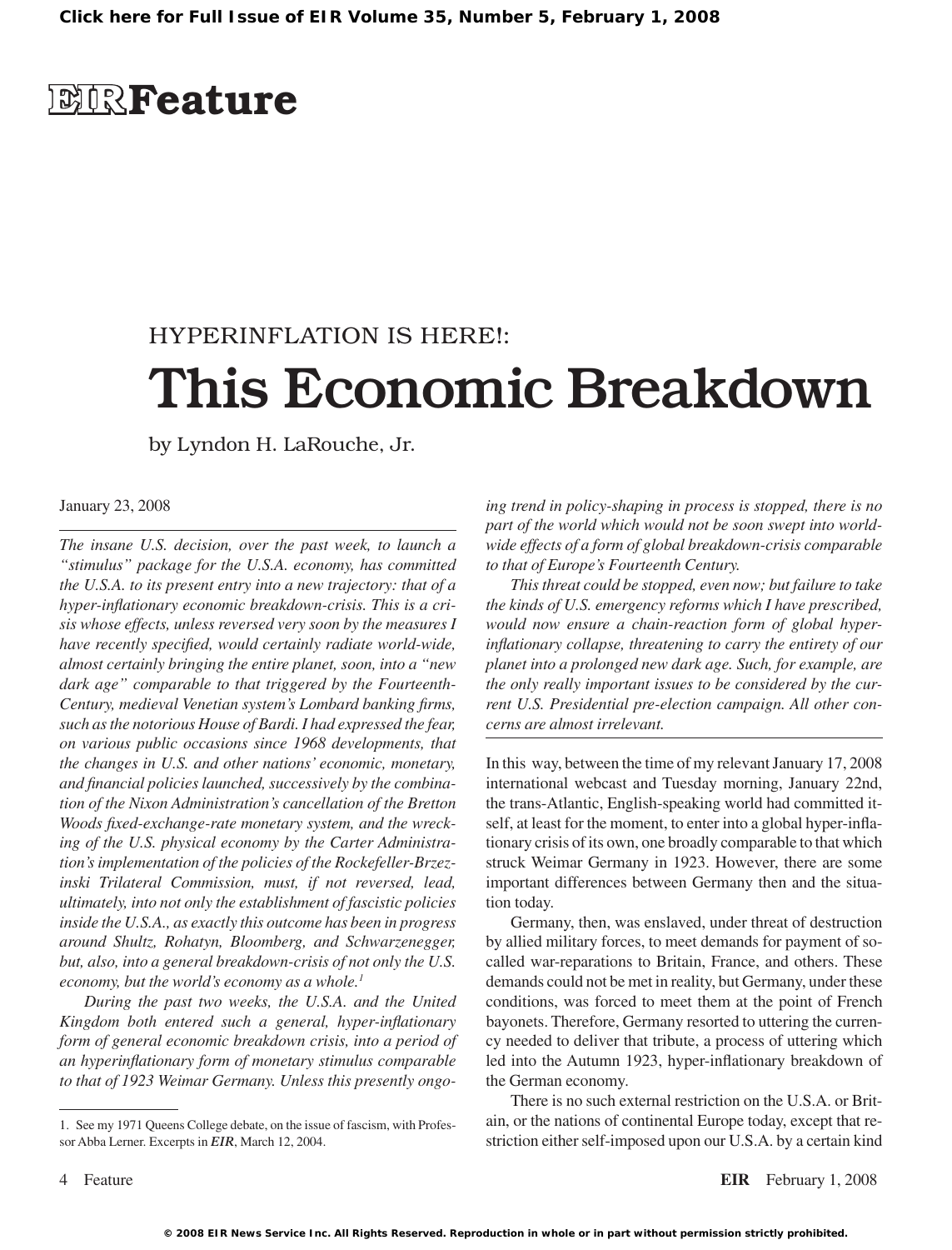# EIR Feature

HYPERINFLATION IS HERE!:

# This Economic Breakdown

by Lyndon H. LaRouche, Jr.

January 23, 2008

*The insane U.S. decision, over the past week, to launch a "stimulus" package for the U.S.A. economy, has committed the U.S.A. to its present entry into a new trajectory: that of a hyper-inflationary economic breakdown-crisis. This is a crisis whose effects, unless reversed very soon by the measures I have recently specified, would certainly radiate world-wide, almost certainly bringing the entire planet, soon, into a "new dark age" comparable to that triggered by the Fourteenth-Century, medieval Venetian system's Lombard banking firms, such as the notorious House of Bardi. I had expressed the fear, on various public occasions since 1968 developments, that the changes in U.S. and other nations' economic, monetary, and financial policies launched, successively by the combination of the Nixon Administration's cancellation of the Bretton Woods fixed-exchange-rate monetary system, and the wrecking of the U.S. physical economy by the Carter Administration's implementation of the policies of the Rockefeller-Brzezinski Trilateral Commission, must, if not reversed, lead, ultimately, into not only the establishment of fascistic policies inside the U.S.A., as exactly this outcome has been in progress around Shultz, Rohatyn, Bloomberg, and Schwarzenegger, but, also, into a general breakdown-crisis of not only the U.S. economy, but the world's economy as a whole.*[1]

*During the past two weeks, the U.S.A. and the United Kingdom both entered such a general, hyper-inflationary form of general economic breakdown crisis, into a period of an hyperinflationary form of monetary stimulus comparable to that of 1923 Weimar Germany. Unless this presently ongoing trend in policy-shaping in process is stopped, there is no part of the world which would not be soon swept into world-wide effects of a form of global breakdown-crisis comparable to that of Europe's Fourteenth Century.*

*This threat could be stopped, even now; but failure to take the kinds of U.S. emergency reforms which I have prescribed, would now ensure a chain-reaction form of global hyper-inflationary collapse, threatening to carry the entirety of our planet into a prolonged new dark age. Such, for example, are the only really important issues to be considered by the current U.S. Presidential pre-election campaign. All other concerns are almost irrelevant.*

In this way, between the time of my relevant January 17, 2008 international webcast and Tuesday morning, January 22nd, the trans-Atlantic, English-speaking world had committed itself, at least for the moment, to enter into a global hyper-inflationary crisis of its own, one broadly comparable to that which struck Weimar Germany in 1923. However, there are some important differences between Germany then and the situation today.

Germany, then, was enslaved, under threat of destruction by allied military forces, to meet demands for payment of so-called war-reparations to Britain, France, and others. These demands could not be met in reality, but Germany, under these conditions, was forced to meet them at the point of French bayonets. Therefore, Germany resorted to uttering the currency needed to deliver that tribute, a process of uttering which led into the Autumn 1923, hyper-inflationary breakdown of the German economy.

There is no such external restriction on the U.S.A. or Britain, or the nations of continental Europe today, except that restriction either self-imposed upon our U.S.A. by a certain kind

---

1. See my 1971 Queens College debate, on the issue of fascism, with Professor Abba Lerner. Excerpts in ***EIR***, March 12, 2004.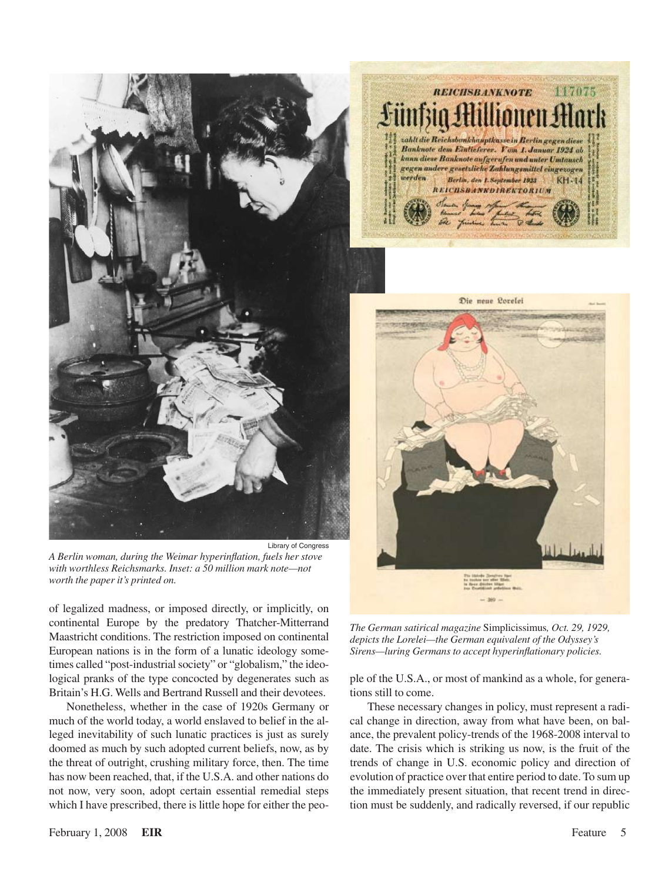Library of Congress

*A Berlin woman, during the Weimar hyperinflation, fuels her stove with worthless Reichsmarks. Inset: a 50 million mark note—not worth the paper it's printed on.*

*The German satirical magazine* Simplicissimus*, Oct. 29, 1929, depicts the Lorelei—the German equivalent of the Odyssey's Sirens—luring Germans to accept hyperinflationary policies.*

of legalized madness, or imposed directly, or implicitly, on continental Europe by the predatory Thatcher-Mitterrand Maastricht conditions. The restriction imposed on continental European nations is in the form of a lunatic ideology sometimes called "post-industrial society" or "globalism," the ideological pranks of the type concocted by degenerates such as Britain's H.G. Wells and Bertrand Russell and their devotees.

Nonetheless, whether in the case of 1920s Germany or much of the world today, a world enslaved to belief in the alleged inevitability of such lunatic practices is just as surely doomed as much by such adopted current beliefs, now, as by the threat of outright, crushing military force, then. The time has now been reached, that, if the U.S.A. and other nations do not now, very soon, adopt certain essential remedial steps which I have prescribed, there is little hope for either the people of the U.S.A., or most of mankind as a whole, for generations still to come.

These necessary changes in policy, must represent a radical change in direction, away from what have been, on balance, the prevalent policy-trends of the 1968-2008 interval to date. The crisis which is striking us now, is the fruit of the trends of change in U.S. economic policy and direction of evolution of practice over that entire period to date. To sum up the immediately present situation, that recent trend in direction must be suddenly, and radically reversed, if our republic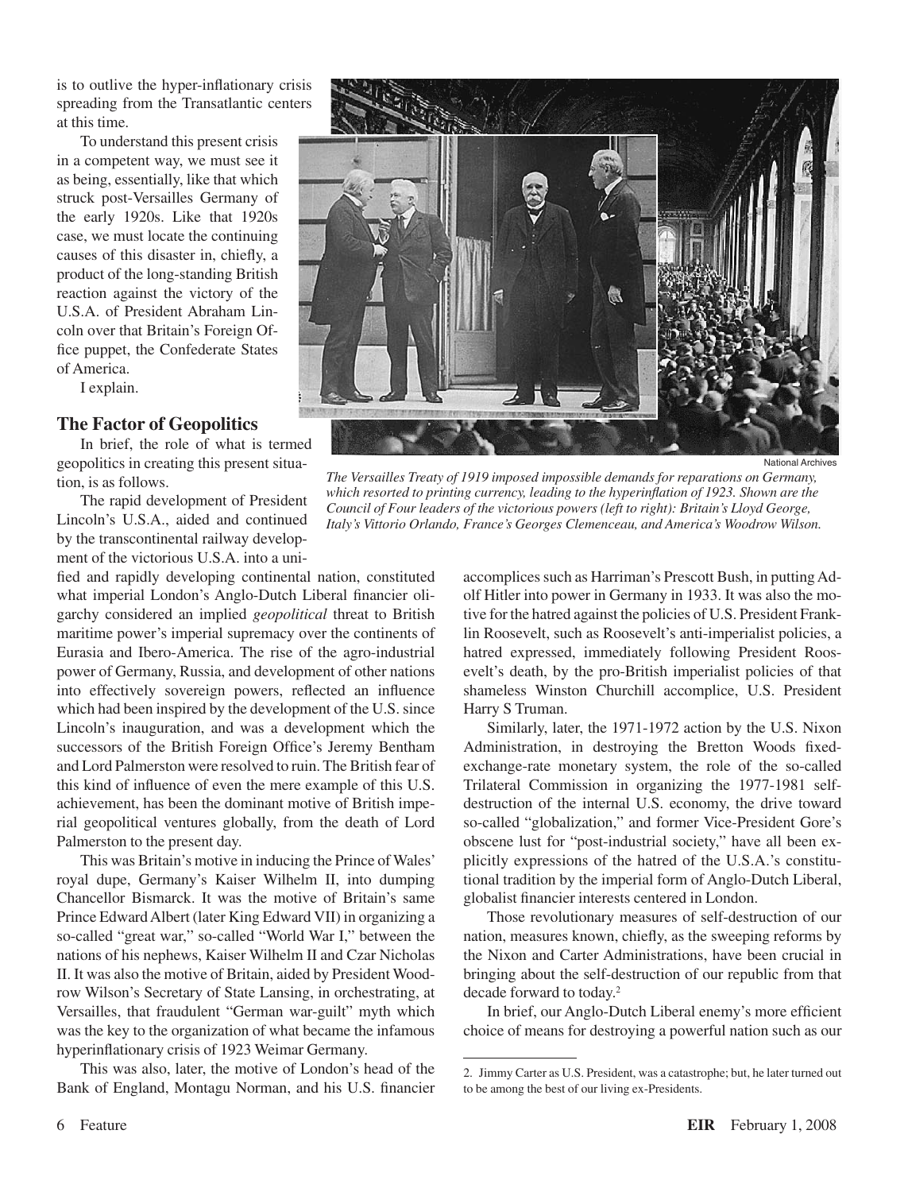is to outlive the hyper-inflationary crisis spreading from the Transatlantic centers at this time.

To understand this present crisis in a competent way, we must see it as being, essentially, like that which struck post-Versailles Germany of the early 1920s. Like that 1920s case, we must locate the continuing causes of this disaster in, chiefly, a product of the long-standing British reaction against the victory of the U.S.A. of President Abraham Lincoln over that Britain's Foreign Office puppet, the Confederate States of America.

I explain.

National Archives

*The Versailles Treaty of 1919 imposed impossible demands for reparations on Germany, which resorted to printing currency, leading to the hyperinflation of 1923. Shown are the Council of Four leaders of the victorious powers (left to right): Britain's Lloyd George, Italy's Vittorio Orlando, France's Georges Clemenceau, and America's Woodrow Wilson.*

## The Factor of Geopolitics

In brief, the role of what is termed geopolitics in creating this present situation, is as follows.

The rapid development of President Lincoln's U.S.A., aided and continued by the transcontinental railway development of the victorious U.S.A. into a unified and rapidly developing continental nation, constituted what imperial London's Anglo-Dutch Liberal financier oligarchy considered an implied *geopolitical* threat to British maritime power's imperial supremacy over the continents of Eurasia and Ibero-America. The rise of the agro-industrial power of Germany, Russia, and development of other nations into effectively sovereign powers, reflected an influence which had been inspired by the development of the U.S. since Lincoln's inauguration, and was a development which the successors of the British Foreign Office's Jeremy Bentham and Lord Palmerston were resolved to ruin. The British fear of this kind of influence of even the mere example of this U.S. achievement, has been the dominant motive of British imperial geopolitical ventures globally, from the death of Lord Palmerston to the present day.

This was Britain's motive in inducing the Prince of Wales' royal dupe, Germany's Kaiser Wilhelm II, into dumping Chancellor Bismarck. It was the motive of Britain's same Prince Edward Albert (later King Edward VII) in organizing a so-called "great war," so-called "World War I," between the nations of his nephews, Kaiser Wilhelm II and Czar Nicholas II. It was also the motive of Britain, aided by President Woodrow Wilson's Secretary of State Lansing, in orchestrating, at Versailles, that fraudulent "German war-guilt" myth which was the key to the organization of what became the infamous hyperinflationary crisis of 1923 Weimar Germany.

This was also, later, the motive of London's head of the Bank of England, Montagu Norman, and his U.S. financier accomplices such as Harriman's Prescott Bush, in putting Adolf Hitler into power in Germany in 1933. It was also the motive for the hatred against the policies of U.S. President Franklin Roosevelt, such as Roosevelt's anti-imperialist policies, a hatred expressed, immediately following President Roosevelt's death, by the pro-British imperialist policies of that shameless Winston Churchill accomplice, U.S. President Harry S Truman.

Similarly, later, the 1971-1972 action by the U.S. Nixon Administration, in destroying the Bretton Woods fixed-exchange-rate monetary system, the role of the so-called Trilateral Commission in organizing the 1977-1981 self-destruction of the internal U.S. economy, the drive toward so-called "globalization," and former Vice-President Gore's obscene lust for "post-industrial society," have all been explicitly expressions of the hatred of the U.S.A.'s constitutional tradition by the imperial form of Anglo-Dutch Liberal, globalist financier interests centered in London.

Those revolutionary measures of self-destruction of our nation, measures known, chiefly, as the sweeping reforms by the Nixon and Carter Administrations, have been crucial in bringing about the self-destruction of our republic from that decade forward to today.[2]

In brief, our Anglo-Dutch Liberal enemy's more efficient choice of means for destroying a powerful nation such as our

---

2. Jimmy Carter as U.S. President, was a catastrophe; but, he later turned out to be among the best of our living ex-Presidents.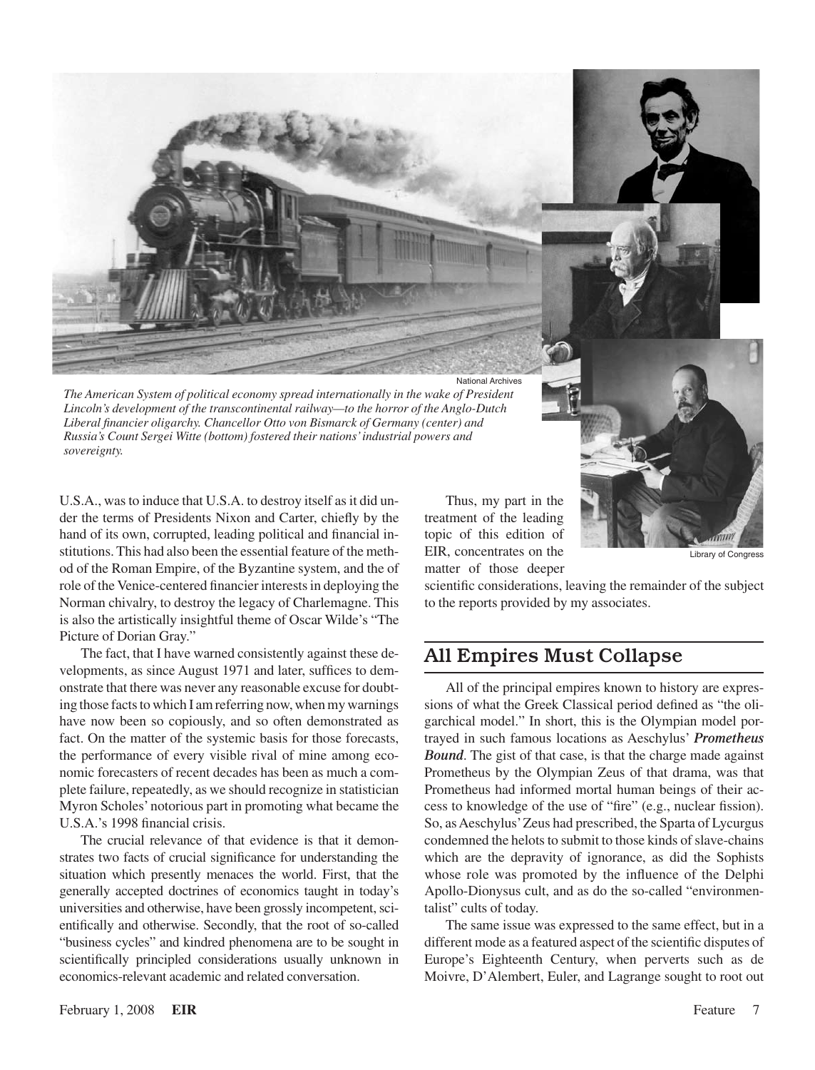National Archives

*The American System of political economy spread internationally in the wake of President Lincoln's development of the transcontinental railway—to the horror of the Anglo-Dutch Liberal financier oligarchy. Chancellor Otto von Bismarck of Germany (center) and Russia's Count Sergei Witte (bottom) fostered their nations' industrial powers and sovereignty.*

Library of Congress

U.S.A., was to induce that U.S.A. to destroy itself as it did under the terms of Presidents Nixon and Carter, chiefly by the hand of its own, corrupted, leading political and financial institutions. This had also been the essential feature of the method of the Roman Empire, of the Byzantine system, and the of role of the Venice-centered financier interests in deploying the Norman chivalry, to destroy the legacy of Charlemagne. This is also the artistically insightful theme of Oscar Wilde's "The Picture of Dorian Gray."

The fact, that I have warned consistently against these developments, as since August 1971 and later, suffices to demonstrate that there was never any reasonable excuse for doubting those facts to which I am referring now, when my warnings have now been so copiously, and so often demonstrated as fact. On the matter of the systemic basis for those forecasts, the performance of every visible rival of mine among economic forecasters of recent decades has been as much a complete failure, repeatedly, as we should recognize in statistician Myron Scholes' notorious part in promoting what became the U.S.A.'s 1998 financial crisis.

The crucial relevance of that evidence is that it demonstrates two facts of crucial significance for understanding the situation which presently menaces the world. First, that the generally accepted doctrines of economics taught in today's universities and otherwise, have been grossly incompetent, scientifically and otherwise. Secondly, that the root of so-called "business cycles" and kindred phenomena are to be sought in scientifically principled considerations usually unknown in economics-relevant academic and related conversation.

Thus, my part in the treatment of the leading topic of this edition of EIR, concentrates on the matter of those deeper scientific considerations, leaving the remainder of the subject to the reports provided by my associates.

## All Empires Must Collapse

All of the principal empires known to history are expressions of what the Greek Classical period defined as "the oligarchical model." In short, this is the Olympian model portrayed in such famous locations as Aeschylus' ***Prometheus Bound***. The gist of that case, is that the charge made against Prometheus by the Olympian Zeus of that drama, was that Prometheus had informed mortal human beings of their access to knowledge of the use of "fire" (e.g., nuclear fission). So, as Aeschylus' Zeus had prescribed, the Sparta of Lycurgus condemned the helots to submit to those kinds of slave-chains which are the depravity of ignorance, as did the Sophists whose role was promoted by the influence of the Delphi Apollo-Dionysus cult, and as do the so-called "environmentalist" cults of today.

The same issue was expressed to the same effect, but in a different mode as a featured aspect of the scientific disputes of Europe's Eighteenth Century, when perverts such as de Moivre, D'Alembert, Euler, and Lagrange sought to root out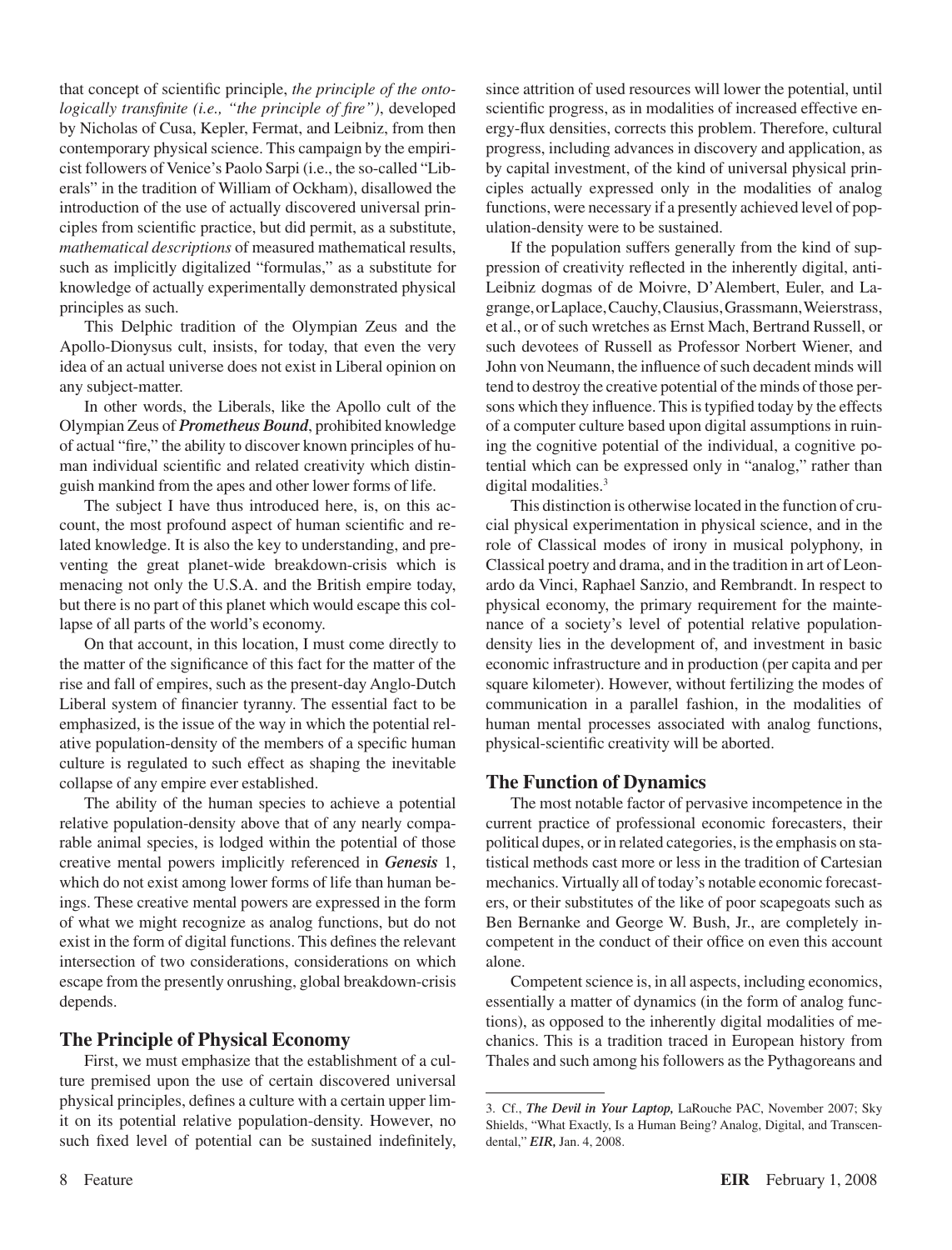that concept of scientific principle, *the principle of the ontologically transfinite (i.e., "the principle of fire")*, developed by Nicholas of Cusa, Kepler, Fermat, and Leibniz, from then contemporary physical science. This campaign by the empiricist followers of Venice's Paolo Sarpi (i.e., the so-called "Liberals" in the tradition of William of Ockham), disallowed the introduction of the use of actually discovered universal principles from scientific practice, but did permit, as a substitute, *mathematical descriptions* of measured mathematical results, such as implicitly digitalized "formulas," as a substitute for knowledge of actually experimentally demonstrated physical principles as such.

This Delphic tradition of the Olympian Zeus and the Apollo-Dionysus cult, insists, for today, that even the very idea of an actual universe does not exist in Liberal opinion on any subject-matter.

In other words, the Liberals, like the Apollo cult of the Olympian Zeus of ***Prometheus Bound***, prohibited knowledge of actual "fire," the ability to discover known principles of human individual scientific and related creativity which distinguish mankind from the apes and other lower forms of life.

The subject I have thus introduced here, is, on this account, the most profound aspect of human scientific and related knowledge. It is also the key to understanding, and preventing the great planet-wide breakdown-crisis which is menacing not only the U.S.A. and the British empire today, but there is no part of this planet which would escape this collapse of all parts of the world's economy.

On that account, in this location, I must come directly to the matter of the significance of this fact for the matter of the rise and fall of empires, such as the present-day Anglo-Dutch Liberal system of financier tyranny. The essential fact to be emphasized, is the issue of the way in which the potential relative population-density of the members of a specific human culture is regulated to such effect as shaping the inevitable collapse of any empire ever established.

The ability of the human species to achieve a potential relative population-density above that of any nearly comparable animal species, is lodged within the potential of those creative mental powers implicitly referenced in ***Genesis*** 1, which do not exist among lower forms of life than human beings. These creative mental powers are expressed in the form of what we might recognize as analog functions, but do not exist in the form of digital functions. This defines the relevant intersection of two considerations, considerations on which escape from the presently onrushing, global breakdown-crisis depends.

## The Principle of Physical Economy

First, we must emphasize that the establishment of a culture premised upon the use of certain discovered universal physical principles, defines a culture with a certain upper limit on its potential relative population-density. However, no such fixed level of potential can be sustained indefinitely, since attrition of used resources will lower the potential, until scientific progress, as in modalities of increased effective energy-flux densities, corrects this problem. Therefore, cultural progress, including advances in discovery and application, as by capital investment, of the kind of universal physical principles actually expressed only in the modalities of analog functions, were necessary if a presently achieved level of population-density were to be sustained.

If the population suffers generally from the kind of suppression of creativity reflected in the inherently digital, anti-Leibniz dogmas of de Moivre, D'Alembert, Euler, and Lagrange, or Laplace, Cauchy, Clausius, Grassmann, Weierstrass, et al., or of such wretches as Ernst Mach, Bertrand Russell, or such devotees of Russell as Professor Norbert Wiener, and John von Neumann, the influence of such decadent minds will tend to destroy the creative potential of the minds of those persons which they influence. This is typified today by the effects of a computer culture based upon digital assumptions in ruining the cognitive potential of the individual, a cognitive potential which can be expressed only in "analog," rather than digital modalities.[3]

This distinction is otherwise located in the function of crucial physical experimentation in physical science, and in the role of Classical modes of irony in musical polyphony, in Classical poetry and drama, and in the tradition in art of Leonardo da Vinci, Raphael Sanzio, and Rembrandt. In respect to physical economy, the primary requirement for the maintenance of a society's level of potential relative population-density lies in the development of, and investment in basic economic infrastructure and in production (per capita and per square kilometer). However, without fertilizing the modes of communication in a parallel fashion, in the modalities of human mental processes associated with analog functions, physical-scientific creativity will be aborted.

## The Function of Dynamics

The most notable factor of pervasive incompetence in the current practice of professional economic forecasters, their political dupes, or in related categories, is the emphasis on statistical methods cast more or less in the tradition of Cartesian mechanics. Virtually all of today's notable economic forecasters, or their substitutes of the like of poor scapegoats such as Ben Bernanke and George W. Bush, Jr., are completely incompetent in the conduct of their office on even this account alone.

Competent science is, in all aspects, including economics, essentially a matter of dynamics (in the form of analog functions), as opposed to the inherently digital modalities of mechanics. This is a tradition traced in European history from Thales and such among his followers as the Pythagoreans and

---

3. Cf., ***The Devil in Your Laptop,*** LaRouche PAC, November 2007; Sky Shields, "What Exactly, Is a Human Being? Analog, Digital, and Transcendental," ***EIR***, Jan. 4, 2008.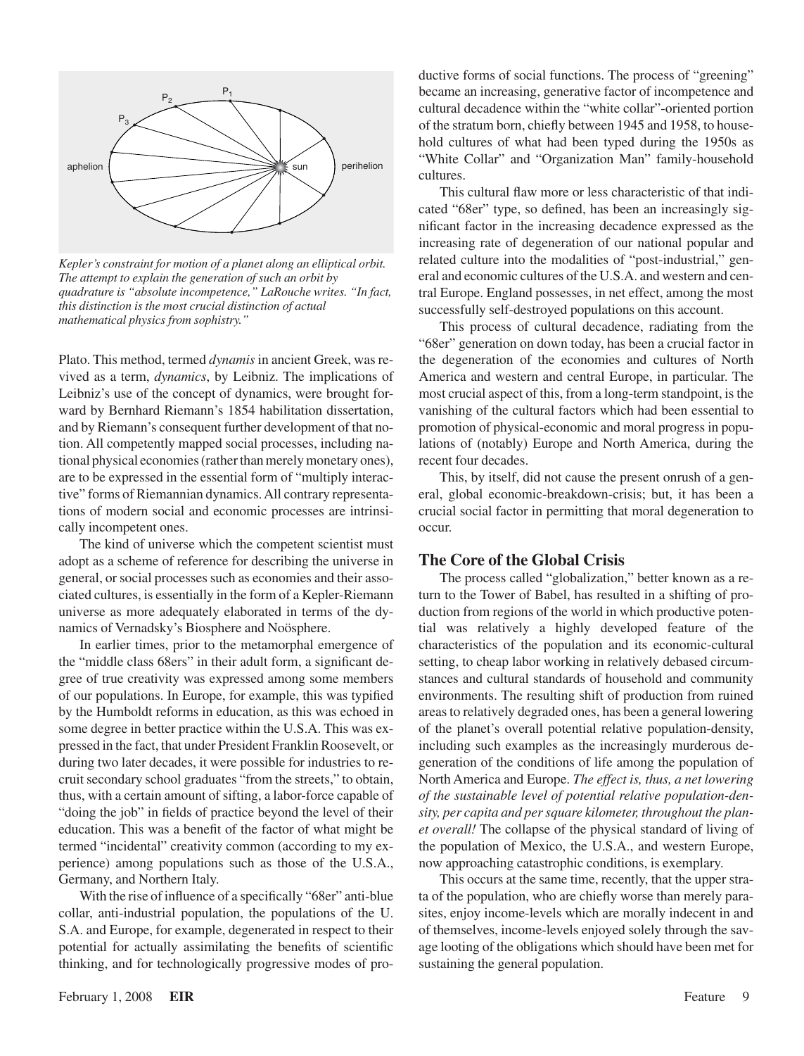*Kepler's constraint for motion of a planet along an elliptical orbit. The attempt to explain the generation of such an orbit by quadrature is "absolute incompetence," LaRouche writes. "In fact, this distinction is the most crucial distinction of actual mathematical physics from sophistry."*

Plato. This method, termed *dynamis* in ancient Greek, was revived as a term, *dynamics*, by Leibniz. The implications of Leibniz's use of the concept of dynamics, were brought forward by Bernhard Riemann's 1854 habilitation dissertation, and by Riemann's consequent further development of that notion. All competently mapped social processes, including national physical economies (rather than merely monetary ones), are to be expressed in the essential form of "multiply interactive" forms of Riemannian dynamics. All contrary representations of modern social and economic processes are intrinsically incompetent ones.

The kind of universe which the competent scientist must adopt as a scheme of reference for describing the universe in general, or social processes such as economies and their associated cultures, is essentially in the form of a Kepler-Riemann universe as more adequately elaborated in terms of the dynamics of Vernadsky's Biosphere and Noösphere.

In earlier times, prior to the metamorphal emergence of the "middle class 68ers" in their adult form, a significant degree of true creativity was expressed among some members of our populations. In Europe, for example, this was typified by the Humboldt reforms in education, as this was echoed in some degree in better practice within the U.S.A. This was expressed in the fact, that under President Franklin Roosevelt, or during two later decades, it were possible for industries to recruit secondary school graduates "from the streets," to obtain, thus, with a certain amount of sifting, a labor-force capable of "doing the job" in fields of practice beyond the level of their education. This was a benefit of the factor of what might be termed "incidental" creativity common (according to my experience) among populations such as those of the U.S.A., Germany, and Northern Italy.

With the rise of influence of a specifically "68er" anti-blue collar, anti-industrial population, the populations of the U.S.A. and Europe, for example, degenerated in respect to their potential for actually assimilating the benefits of scientific thinking, and for technologically progressive modes of productive forms of social functions. The process of "greening" became an increasing, generative factor of incompetence and cultural decadence within the "white collar"-oriented portion of the stratum born, chiefly between 1945 and 1958, to household cultures of what had been typed during the 1950s as "White Collar" and "Organization Man" family-household cultures.

This cultural flaw more or less characteristic of that indicated "68er" type, so defined, has been an increasingly significant factor in the increasing decadence expressed as the increasing rate of degeneration of our national popular and related culture into the modalities of "post-industrial," general and economic cultures of the U.S.A. and western and central Europe. England possesses, in net effect, among the most successfully self-destroyed populations on this account.

This process of cultural decadence, radiating from the "68er" generation on down today, has been a crucial factor in the degeneration of the economies and cultures of North America and western and central Europe, in particular. The most crucial aspect of this, from a long-term standpoint, is the vanishing of the cultural factors which had been essential to promotion of physical-economic and moral progress in populations of (notably) Europe and North America, during the recent four decades.

This, by itself, did not cause the present onrush of a general, global economic-breakdown-crisis; but, it has been a crucial social factor in permitting that moral degeneration to occur.

## The Core of the Global Crisis

The process called "globalization," better known as a return to the Tower of Babel, has resulted in a shifting of production from regions of the world in which productive potential was relatively a highly developed feature of the characteristics of the population and its economic-cultural setting, to cheap labor working in relatively debased circumstances and cultural standards of household and community environments. The resulting shift of production from ruined areas to relatively degraded ones, has been a general lowering of the planet's overall potential relative population-density, including such examples as the increasingly murderous degeneration of the conditions of life among the population of North America and Europe. *The effect is, thus, a net lowering of the sustainable level of potential relative population-density, per capita and per square kilometer, throughout the planet overall!* The collapse of the physical standard of living of the population of Mexico, the U.S.A., and western Europe, now approaching catastrophic conditions, is exemplary.

This occurs at the same time, recently, that the upper strata of the population, who are chiefly worse than merely parasites, enjoy income-levels which are morally indecent in and of themselves, income-levels enjoyed solely through the savage looting of the obligations which should have been met for sustaining the general population.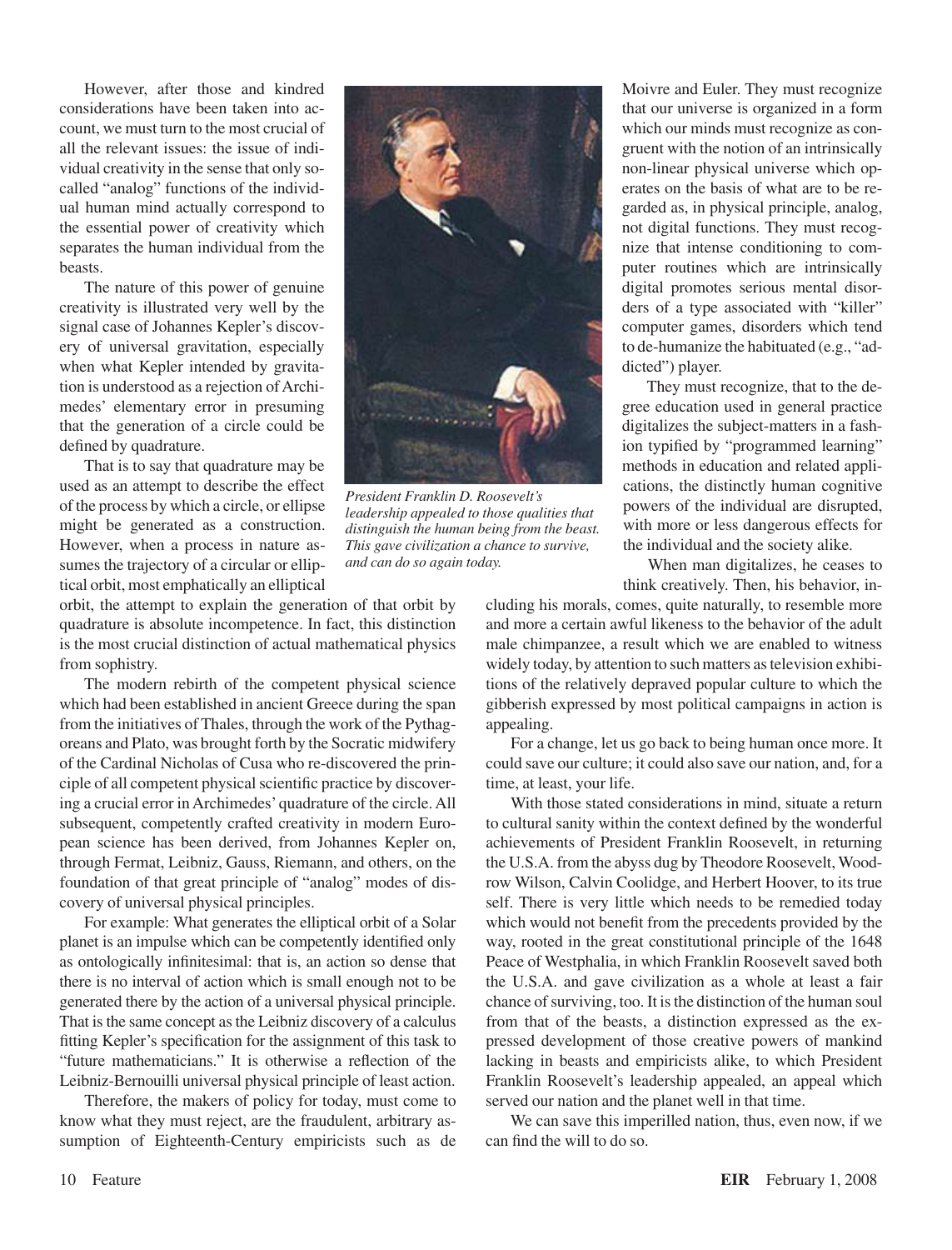However, after those and kindred considerations have been taken into account, we must turn to the most crucial of all the relevant issues: the issue of individual creativity in the sense that only so-called "analog" functions of the individual human mind actually correspond to the essential power of creativity which separates the human individual from the beasts.

The nature of this power of genuine creativity is illustrated very well by the signal case of Johannes Kepler's discovery of universal gravitation, especially when what Kepler intended by gravitation is understood as a rejection of Archimedes' elementary error in presuming that the generation of a circle could be defined by quadrature.

That is to say that quadrature may be used as an attempt to describe the effect of the process by which a circle, or ellipse might be generated as a construction. However, when a process in nature assumes the trajectory of a circular or elliptical orbit, most emphatically an elliptical orbit, the attempt to explain the generation of that orbit by quadrature is absolute incompetence. In fact, this distinction is the most crucial distinction of actual mathematical physics from sophistry.

The modern rebirth of the competent physical science which had been established in ancient Greece during the span from the initiatives of Thales, through the work of the Pythagoreans and Plato, was brought forth by the Socratic midwifery of the Cardinal Nicholas of Cusa who re-discovered the principle of all competent physical scientific practice by discovering a crucial error in Archimedes' quadrature of the circle. All subsequent, competently crafted creativity in modern European science has been derived, from Johannes Kepler on, through Fermat, Leibniz, Gauss, Riemann, and others, on the foundation of that great principle of "analog" modes of discovery of universal physical principles.

For example: What generates the elliptical orbit of a Solar planet is an impulse which can be competently identified only as ontologically infinitesimal: that is, an action so dense that there is no interval of action which is small enough not to be generated there by the action of a universal physical principle. That is the same concept as the Leibniz discovery of a calculus fitting Kepler's specification for the assignment of this task to "future mathematicians." It is otherwise a reflection of the Leibniz-Bernouilli universal physical principle of least action.

Therefore, the makers of policy for today, must come to know what they must reject, are the fraudulent, arbitrary assumption of Eighteenth-Century empiricists such as de Moivre and Euler. They must recognize that our universe is organized in a form which our minds must recognize as congruent with the notion of an intrinsically non-linear physical universe which operates on the basis of what are to be regarded as, in physical principle, analog, not digital functions. They must recognize that intense conditioning to computer routines which are intrinsically digital promotes serious mental disorders of a type associated with "killer" computer games, disorders which tend to de-humanize the habituated (e.g., "addicted") player.

*President Franklin D. Roosevelt's leadership appealed to those qualities that distinguish the human being from the beast. This gave civilization a chance to survive, and can do so again today.*

They must recognize, that to the degree education used in general practice digitalizes the subject-matters in a fashion typified by "programmed learning" methods in education and related applications, the distinctly human cognitive powers of the individual are disrupted, with more or less dangerous effects for the individual and the society alike.

When man digitalizes, he ceases to think creatively. Then, his behavior, including his morals, comes, quite naturally, to resemble more and more a certain awful likeness to the behavior of the adult male chimpanzee, a result which we are enabled to witness widely today, by attention to such matters as television exhibitions of the relatively depraved popular culture to which the gibberish expressed by most political campaigns in action is appealing.

For a change, let us go back to being human once more. It could save our culture; it could also save our nation, and, for a time, at least, your life.

With those stated considerations in mind, situate a return to cultural sanity within the context defined by the wonderful achievements of President Franklin Roosevelt, in returning the U.S.A. from the abyss dug by Theodore Roosevelt, Woodrow Wilson, Calvin Coolidge, and Herbert Hoover, to its true self. There is very little which needs to be remedied today which would not benefit from the precedents provided by the way, rooted in the great constitutional principle of the 1648 Peace of Westphalia, in which Franklin Roosevelt saved both the U.S.A. and gave civilization as a whole at least a fair chance of surviving, too. It is the distinction of the human soul from that of the beasts, a distinction expressed as the expressed development of those creative powers of mankind lacking in beasts and empiricists alike, to which President Franklin Roosevelt's leadership appealed, an appeal which served our nation and the planet well in that time.

We can save this imperilled nation, thus, even now, if we can find the will to do so.